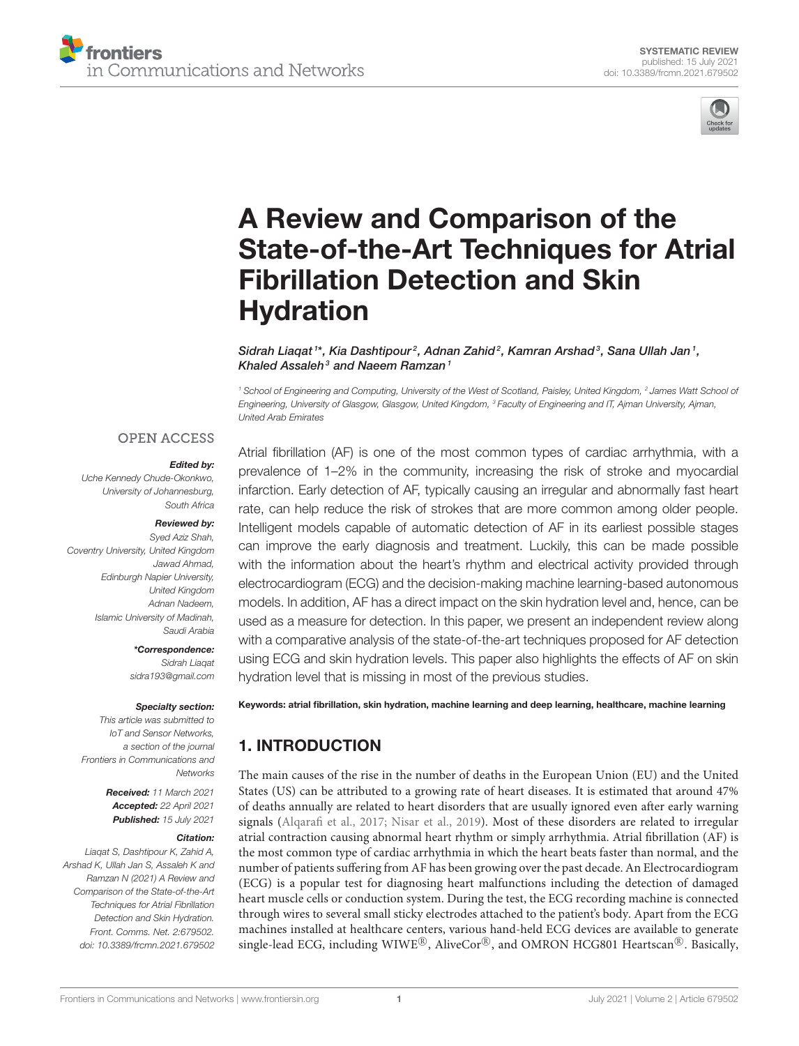SYSTEMATIC REVIEW
published: 15 July 2021
doi: 10.3389/frcmn.2021.679502

# A Review and Comparison of the State-of-the-Art Techniques for Atrial Fibrillation Detection and Skin Hydration

*Sidrah Liaqat[1]\*, Kia Dashtipour[2], Adnan Zahid[2], Kamran Arshad[3], Sana Ullah Jan[1], Khaled Assaleh[3] and Naeem Ramzan[1]*

[1] School of Engineering and Computing, University of the West of Scotland, Paisley, United Kingdom, [2] James Watt School of Engineering, University of Glasgow, Glasgow, United Kingdom, [3] Faculty of Engineering and IT, Ajman University, Ajman, United Arab Emirates

OPEN ACCESS

***Edited by:***
Uche Kennedy Chude-Okonkwo, University of Johannesburg, South Africa

***Reviewed by:***
Syed Aziz Shah, Coventry University, United Kingdom
Jawad Ahmad, Edinburgh Napier University, United Kingdom
Adnan Nadeem, Islamic University of Madinah, Saudi Arabia

***\*Correspondence:***
Sidrah Liaqat
sidra193@gmail.com

***Specialty section:***
This article was submitted to IoT and Sensor Networks, a section of the journal Frontiers in Communications and Networks

***Received:*** 11 March 2021
***Accepted:*** 22 April 2021
***Published:*** 15 July 2021

***Citation:***
Liaqat S, Dashtipour K, Zahid A, Arshad K, Ullah Jan S, Assaleh K and Ramzan N (2021) A Review and Comparison of the State-of-the-Art Techniques for Atrial Fibrillation Detection and Skin Hydration. Front. Comms. Net. 2:679502. doi: 10.3389/frcmn.2021.679502

Atrial fibrillation (AF) is one of the most common types of cardiac arrhythmia, with a prevalence of 1–2% in the community, increasing the risk of stroke and myocardial infarction. Early detection of AF, typically causing an irregular and abnormally fast heart rate, can help reduce the risk of strokes that are more common among older people. Intelligent models capable of automatic detection of AF in its earliest possible stages can improve the early diagnosis and treatment. Luckily, this can be made possible with the information about the heart's rhythm and electrical activity provided through electrocardiogram (ECG) and the decision-making machine learning-based autonomous models. In addition, AF has a direct impact on the skin hydration level and, hence, can be used as a measure for detection. In this paper, we present an independent review along with a comparative analysis of the state-of-the-art techniques proposed for AF detection using ECG and skin hydration levels. This paper also highlights the effects of AF on skin hydration level that is missing in most of the previous studies.

**Keywords: atrial fibrillation, skin hydration, machine learning and deep learning, healthcare, machine learning**

## 1. INTRODUCTION

The main causes of the rise in the number of deaths in the European Union (EU) and the United States (US) can be attributed to a growing rate of heart diseases. It is estimated that around 47% of deaths annually are related to heart disorders that are usually ignored even after early warning signals (Alqarafi et al., 2017; Nisar et al., 2019). Most of these disorders are related to irregular atrial contraction causing abnormal heart rhythm or simply arrhythmia. Atrial fibrillation (AF) is the most common type of cardiac arrhythmia in which the heart beats faster than normal, and the number of patients suffering from AF has been growing over the past decade. An Electrocardiogram (ECG) is a popular test for diagnosing heart malfunctions including the detection of damaged heart muscle cells or conduction system. During the test, the ECG recording machine is connected through wires to several small sticky electrodes attached to the patient's body. Apart from the ECG machines installed at healthcare centers, various hand-held ECG devices are available to generate single-lead ECG, including WIWE®, AliveCor®, and OMRON HCG801 Heartscan®. Basically,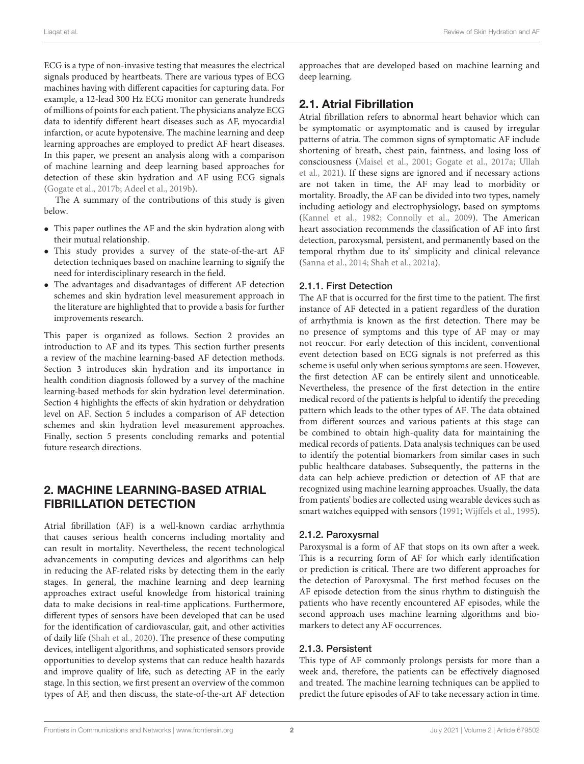ECG is a type of non-invasive testing that measures the electrical signals produced by heartbeats. There are various types of ECG machines having with different capacities for capturing data. For example, a 12-lead 300 Hz ECG monitor can generate hundreds of millions of points for each patient. The physicians analyze ECG data to identify different heart diseases such as AF, myocardial infarction, or acute hypotensive. The machine learning and deep learning approaches are employed to predict AF heart diseases. In this paper, we present an analysis along with a comparison of machine learning and deep learning based approaches for detection of these skin hydration and AF using ECG signals (Gogate et al., 2017b; Adeel et al., 2019b).

The A summary of the contributions of this study is given below.

- This paper outlines the AF and the skin hydration along with their mutual relationship.
- This study provides a survey of the state-of-the-art AF detection techniques based on machine learning to signify the need for interdisciplinary research in the field.
- The advantages and disadvantages of different AF detection schemes and skin hydration level measurement approach in the literature are highlighted that to provide a basis for further improvements research.

This paper is organized as follows. Section 2 provides an introduction to AF and its types. This section further presents a review of the machine learning-based AF detection methods. Section 3 introduces skin hydration and its importance in health condition diagnosis followed by a survey of the machine learning-based methods for skin hydration level determination. Section 4 highlights the effects of skin hydration or dehydration level on AF. Section 5 includes a comparison of AF detection schemes and skin hydration level measurement approaches. Finally, section 5 presents concluding remarks and potential future research directions.

## 2. MACHINE LEARNING-BASED ATRIAL FIBRILLATION DETECTION

Atrial fibrillation (AF) is a well-known cardiac arrhythmia that causes serious health concerns including mortality and can result in mortality. Nevertheless, the recent technological advancements in computing devices and algorithms can help in reducing the AF-related risks by detecting them in the early stages. In general, the machine learning and deep learning approaches extract useful knowledge from historical training data to make decisions in real-time applications. Furthermore, different types of sensors have been developed that can be used for the identification of cardiovascular, gait, and other activities of daily life (Shah et al., 2020). The presence of these computing devices, intelligent algorithms, and sophisticated sensors provide opportunities to develop systems that can reduce health hazards and improve quality of life, such as detecting AF in the early stage. In this section, we first present an overview of the common types of AF, and then discuss, the state-of-the-art AF detection approaches that are developed based on machine learning and deep learning.

### 2.1. Atrial Fibrillation

Atrial fibrillation refers to abnormal heart behavior which can be symptomatic or asymptomatic and is caused by irregular patterns of atria. The common signs of symptomatic AF include shortening of breath, chest pain, faintness, and losing loss of consciousness (Maisel et al., 2001; Gogate et al., 2017a; Ullah et al., 2021). If these signs are ignored and if necessary actions are not taken in time, the AF may lead to morbidity or mortality. Broadly, the AF can be divided into two types, namely including aetiology and electrophysiology, based on symptoms (Kannel et al., 1982; Connolly et al., 2009). The American heart association recommends the classification of AF into first detection, paroxysmal, persistent, and permanently based on the temporal rhythm due to its' simplicity and clinical relevance (Sanna et al., 2014; Shah et al., 2021a).

#### 2.1.1. First Detection

The AF that is occurred for the first time to the patient. The first instance of AF detected in a patient regardless of the duration of arrhythmia is known as the first detection. There may be no presence of symptoms and this type of AF may or may not reoccur. For early detection of this incident, conventional event detection based on ECG signals is not preferred as this scheme is useful only when serious symptoms are seen. However, the first detection AF can be entirely silent and unnoticeable. Nevertheless, the presence of the first detection in the entire medical record of the patients is helpful to identify the preceding pattern which leads to the other types of AF. The data obtained from different sources and various patients at this stage can be combined to obtain high-quality data for maintaining the medical records of patients. Data analysis techniques can be used to identify the potential biomarkers from similar cases in such public healthcare databases. Subsequently, the patterns in the data can help achieve prediction or detection of AF that are recognized using machine learning approaches. Usually, the data from patients' bodies are collected using wearable devices such as smart watches equipped with sensors (1991; Wijffels et al., 1995).

#### 2.1.2. Paroxysmal

Paroxysmal is a form of AF that stops on its own after a week. This is a recurring form of AF for which early identification or prediction is critical. There are two different approaches for the detection of Paroxysmal. The first method focuses on the AF episode detection from the sinus rhythm to distinguish the patients who have recently encountered AF episodes, while the second approach uses machine learning algorithms and biomarkers to detect any AF occurrences.

#### 2.1.3. Persistent

This type of AF commonly prolongs persists for more than a week and, therefore, the patients can be effectively diagnosed and treated. The machine learning techniques can be applied to predict the future episodes of AF to take necessary action in time.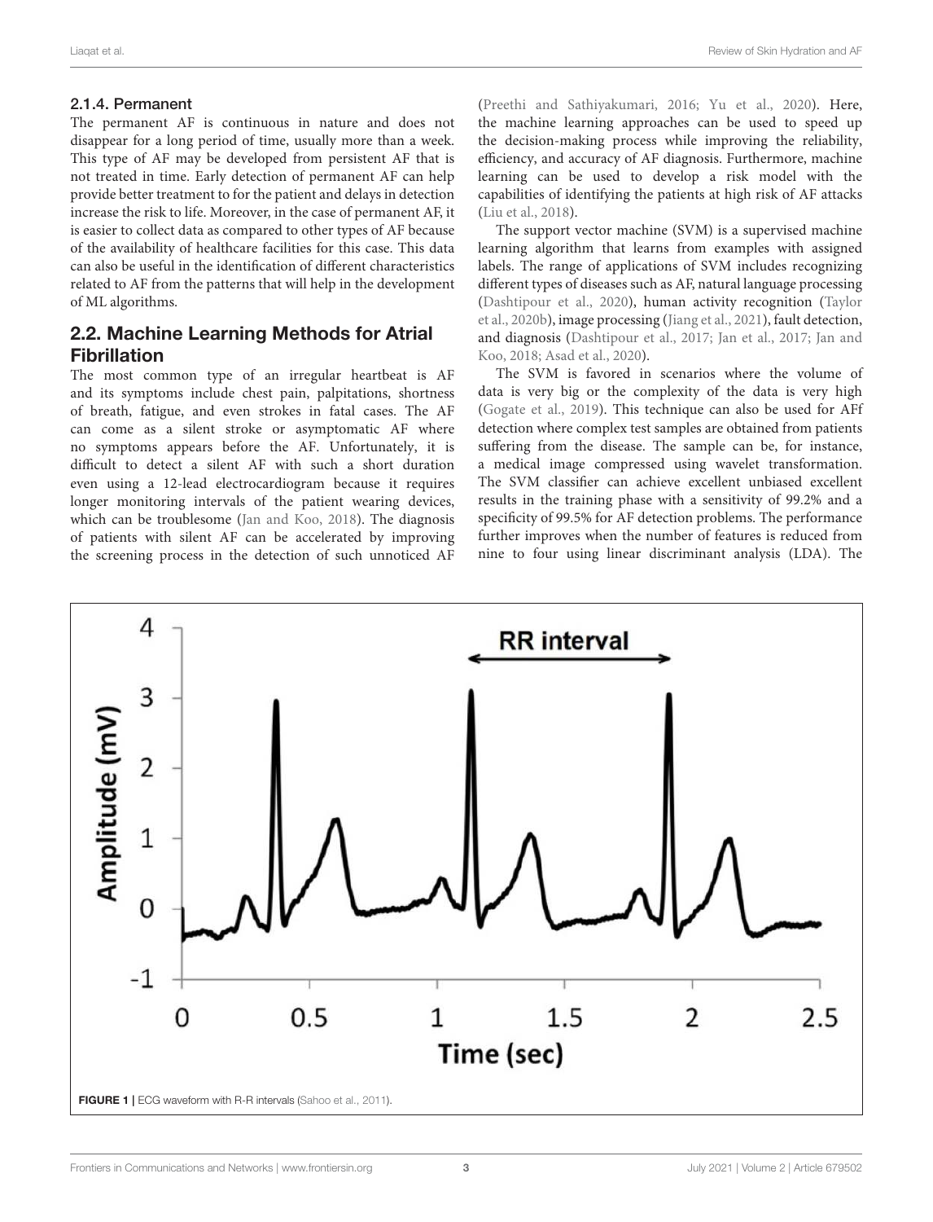#### 2.1.4. Permanent

The permanent AF is continuous in nature and does not disappear for a long period of time, usually more than a week. This type of AF may be developed from persistent AF that is not treated in time. Early detection of permanent AF can help provide better treatment to for the patient and delays in detection increase the risk to life. Moreover, in the case of permanent AF, it is easier to collect data as compared to other types of AF because of the availability of healthcare facilities for this case. This data can also be useful in the identification of different characteristics related to AF from the patterns that will help in the development of ML algorithms.

### 2.2. Machine Learning Methods for Atrial Fibrillation

The most common type of an irregular heartbeat is AF and its symptoms include chest pain, palpitations, shortness of breath, fatigue, and even strokes in fatal cases. The AF can come as a silent stroke or asymptomatic AF where no symptoms appears before the AF. Unfortunately, it is difficult to detect a silent AF with such a short duration even using a 12-lead electrocardiogram because it requires longer monitoring intervals of the patient wearing devices, which can be troublesome (Jan and Koo, 2018). The diagnosis of patients with silent AF can be accelerated by improving the screening process in the detection of such unnoticed AF (Preethi and Sathiyakumari, 2016; Yu et al., 2020). Here, the machine learning approaches can be used to speed up the decision-making process while improving the reliability, efficiency, and accuracy of AF diagnosis. Furthermore, machine learning can be used to develop a risk model with the capabilities of identifying the patients at high risk of AF attacks (Liu et al., 2018).

The support vector machine (SVM) is a supervised machine learning algorithm that learns from examples with assigned labels. The range of applications of SVM includes recognizing different types of diseases such as AF, natural language processing (Dashtipour et al., 2020), human activity recognition (Taylor et al., 2020b), image processing (Jiang et al., 2021), fault detection, and diagnosis (Dashtipour et al., 2017; Jan et al., 2017; Jan and Koo, 2018; Asad et al., 2020).

The SVM is favored in scenarios where the volume of data is very big or the complexity of the data is very high (Gogate et al., 2019). This technique can also be used for AFf detection where complex test samples are obtained from patients suffering from the disease. The sample can be, for instance, a medical image compressed using wavelet transformation. The SVM classifier can achieve excellent unbiased excellent results in the training phase with a sensitivity of 99.2% and a specificity of 99.5% for AF detection problems. The performance further improves when the number of features is reduced from nine to four using linear discriminant analysis (LDA). The

FIGURE 1 | ECG waveform with R-R intervals (Sahoo et al., 2011).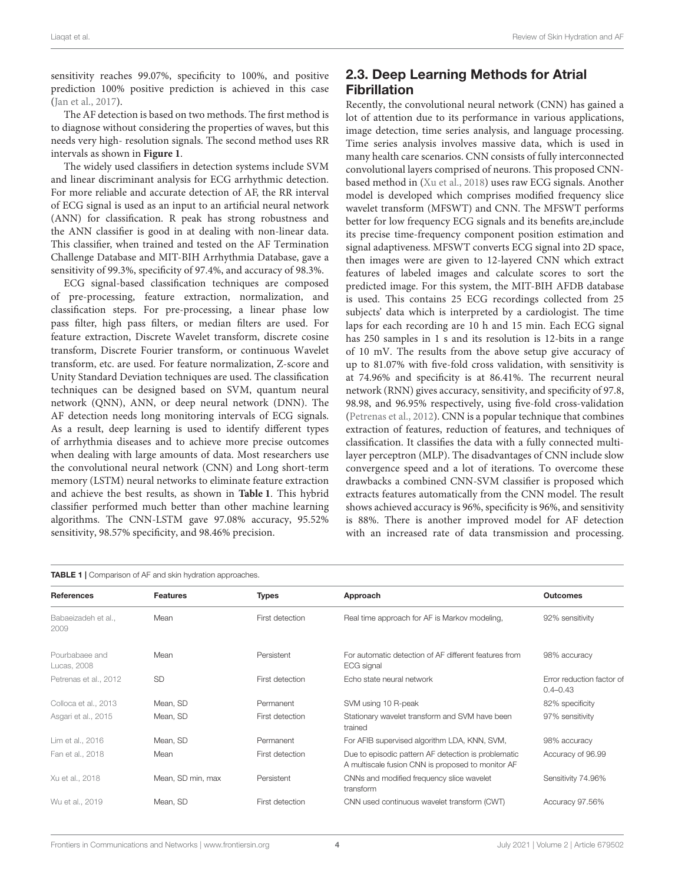sensitivity reaches 99.07%, specificity to 100%, and positive prediction 100% positive prediction is achieved in this case (Jan et al., 2017).

The AF detection is based on two methods. The first method is to diagnose without considering the properties of waves, but this needs very high- resolution signals. The second method uses RR intervals as shown in **Figure 1**.

The widely used classifiers in detection systems include SVM and linear discriminant analysis for ECG arrhythmic detection. For more reliable and accurate detection of AF, the RR interval of ECG signal is used as an input to an artificial neural network (ANN) for classification. R peak has strong robustness and the ANN classifier is good in at dealing with non-linear data. This classifier, when trained and tested on the AF Termination Challenge Database and MIT-BIH Arrhythmia Database, gave a sensitivity of 99.3%, specificity of 97.4%, and accuracy of 98.3%.

ECG signal-based classification techniques are composed of pre-processing, feature extraction, normalization, and classification steps. For pre-processing, a linear phase low pass filter, high pass filters, or median filters are used. For feature extraction, Discrete Wavelet transform, discrete cosine transform, Discrete Fourier transform, or continuous Wavelet transform, etc. are used. For feature normalization, Z-score and Unity Standard Deviation techniques are used. The classification techniques can be designed based on SVM, quantum neural network (QNN), ANN, or deep neural network (DNN). The AF detection needs long monitoring intervals of ECG signals. As a result, deep learning is used to identify different types of arrhythmia diseases and to achieve more precise outcomes when dealing with large amounts of data. Most researchers use the convolutional neural network (CNN) and Long short-term memory (LSTM) neural networks to eliminate feature extraction and achieve the best results, as shown in **Table 1**. This hybrid classifier performed much better than other machine learning algorithms. The CNN-LSTM gave 97.08% accuracy, 95.52% sensitivity, 98.57% specificity, and 98.46% precision.

## 2.3. Deep Learning Methods for Atrial Fibrillation

Recently, the convolutional neural network (CNN) has gained a lot of attention due to its performance in various applications, image detection, time series analysis, and language processing. Time series analysis involves massive data, which is used in many health care scenarios. CNN consists of fully interconnected convolutional layers comprised of neurons. This proposed CNN-based method in (Xu et al., 2018) uses raw ECG signals. Another model is developed which comprises modified frequency slice wavelet transform (MFSWT) and CNN. The MFSWT performs better for low frequency ECG signals and its benefits are,include its precise time-frequency component position estimation and signal adaptiveness. MFSWT converts ECG signal into 2D space, then images were are given to 12-layered CNN which extract features of labeled images and calculate scores to sort the predicted image. For this system, the MIT-BIH AFDB database is used. This contains 25 ECG recordings collected from 25 subjects' data which is interpreted by a cardiologist. The time laps for each recording are 10 h and 15 min. Each ECG signal has 250 samples in 1 s and its resolution is 12-bits in a range of 10 mV. The results from the above setup give accuracy of up to 81.07% with five-fold cross validation, with sensitivity is at 74.96% and specificity is at 86.41%. The recurrent neural network (RNN) gives accuracy, sensitivity, and specificity of 97.8, 98.98, and 96.95% respectively, using five-fold cross-validation (Petrenas et al., 2012). CNN is a popular technique that combines extraction of features, reduction of features, and techniques of classification. It classifies the data with a fully connected multi-layer perceptron (MLP). The disadvantages of CNN include slow convergence speed and a lot of iterations. To overcome these drawbacks a combined CNN-SVM classifier is proposed which extracts features automatically from the CNN model. The result shows achieved accuracy is 96%, specificity is 96%, and sensitivity is 88%. There is another improved model for AF detection with an increased rate of data transmission and processing.

**TABLE 1** | Comparison of AF and skin hydration approaches.

| References | Features | Types | Approach | Outcomes |
|---|---|---|---|---|
| Babaeizadeh et al., 2009 | Mean | First detection | Real time approach for AF is Markov modeling, | 92% sensitivity |
| Pourbabaee and Lucas, 2008 | Mean | Persistent | For automatic detection of AF different features from ECG signal | 98% accuracy |
| Petrenas et al., 2012 | SD | First detection | Echo state neural network | Error reduction factor of 0.4–0.43 |
| Colloca et al., 2013 | Mean, SD | Permanent | SVM using 10 R-peak | 82% specificity |
| Asgari et al., 2015 | Mean, SD | First detection | Stationary wavelet transform and SVM have been trained | 97% sensitivity |
| Lim et al., 2016 | Mean, SD | Permanent | For AFIB supervised algorithm LDA, KNN, SVM, | 98% accuracy |
| Fan et al., 2018 | Mean | First detection | Due to episodic pattern AF detection is problematic A multiscale fusion CNN is proposed to monitor AF | Accuracy of 96.99 |
| Xu et al., 2018 | Mean, SD min, max | Persistent | CNNs and modified frequency slice wavelet transform | Sensitivity 74.96% |
| Wu et al., 2019 | Mean, SD | First detection | CNN used continuous wavelet transform (CWT) | Accuracy 97.56% |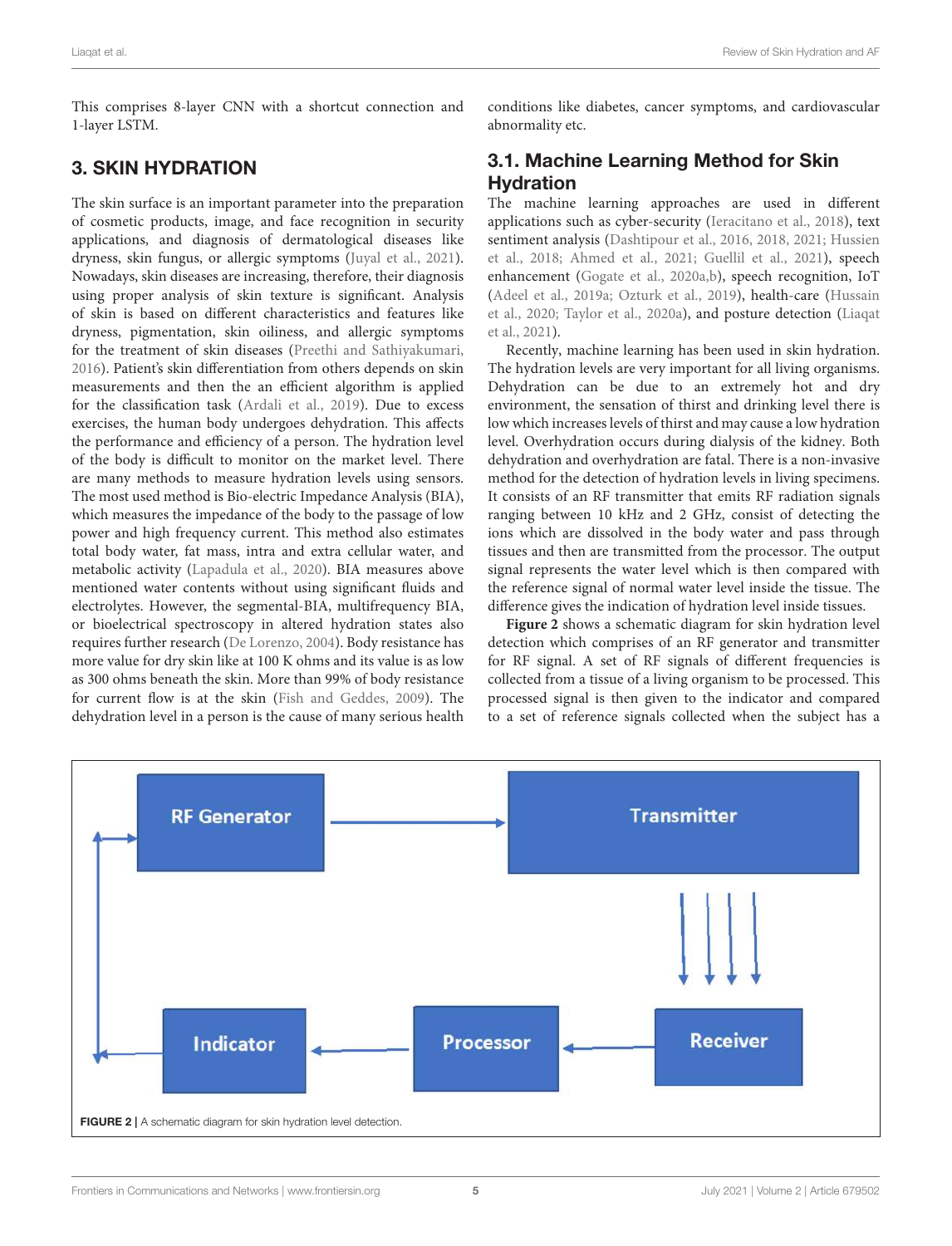This comprises 8-layer CNN with a shortcut connection and 1-layer LSTM.

## 3. SKIN HYDRATION

The skin surface is an important parameter into the preparation of cosmetic products, image, and face recognition in security applications, and diagnosis of dermatological diseases like dryness, skin fungus, or allergic symptoms (Juyal et al., 2021). Nowadays, skin diseases are increasing, therefore, their diagnosis using proper analysis of skin texture is significant. Analysis of skin is based on different characteristics and features like dryness, pigmentation, skin oiliness, and allergic symptoms for the treatment of skin diseases (Preethi and Sathiyakumari, 2016). Patient's skin differentiation from others depends on skin measurements and then the an efficient algorithm is applied for the classification task (Ardali et al., 2019). Due to excess exercises, the human body undergoes dehydration. This affects the performance and efficiency of a person. The hydration level of the body is difficult to monitor on the market level. There are many methods to measure hydration levels using sensors. The most used method is Bio-electric Impedance Analysis (BIA), which measures the impedance of the body to the passage of low power and high frequency current. This method also estimates total body water, fat mass, intra and extra cellular water, and metabolic activity (Lapadula et al., 2020). BIA measures above mentioned water contents without using significant fluids and electrolytes. However, the segmental-BIA, multifrequency BIA, or bioelectrical spectroscopy in altered hydration states also requires further research (De Lorenzo, 2004). Body resistance has more value for dry skin like at 100 K ohms and its value is as low as 300 ohms beneath the skin. More than 99% of body resistance for current flow is at the skin (Fish and Geddes, 2009). The dehydration level in a person is the cause of many serious health conditions like diabetes, cancer symptoms, and cardiovascular abnormality etc.

### 3.1. Machine Learning Method for Skin Hydration

The machine learning approaches are used in different applications such as cyber-security (Ieracitano et al., 2018), text sentiment analysis (Dashtipour et al., 2016, 2018, 2021; Hussien et al., 2018; Ahmed et al., 2021; Guellil et al., 2021), speech enhancement (Gogate et al., 2020a,b), speech recognition, IoT (Adeel et al., 2019a; Ozturk et al., 2019), health-care (Hussain et al., 2020; Taylor et al., 2020a), and posture detection (Liaqat et al., 2021).

Recently, machine learning has been used in skin hydration. The hydration levels are very important for all living organisms. Dehydration can be due to an extremely hot and dry environment, the sensation of thirst and drinking level there is low which increases levels of thirst and may cause a low hydration level. Overhydration occurs during dialysis of the kidney. Both dehydration and overhydration are fatal. There is a non-invasive method for the detection of hydration levels in living specimens. It consists of an RF transmitter that emits RF radiation signals ranging between 10 kHz and 2 GHz, consist of detecting the ions which are dissolved in the body water and pass through tissues and then are transmitted from the processor. The output signal represents the water level which is then compared with the reference signal of normal water level inside the tissue. The difference gives the indication of hydration level inside tissues.

**Figure 2** shows a schematic diagram for skin hydration level detection which comprises of an RF generator and transmitter for RF signal. A set of RF signals of different frequencies is collected from a tissue of a living organism to be processed. This processed signal is then given to the indicator and compared to a set of reference signals collected when the subject has a

**FIGURE 2 |** A schematic diagram for skin hydration level detection.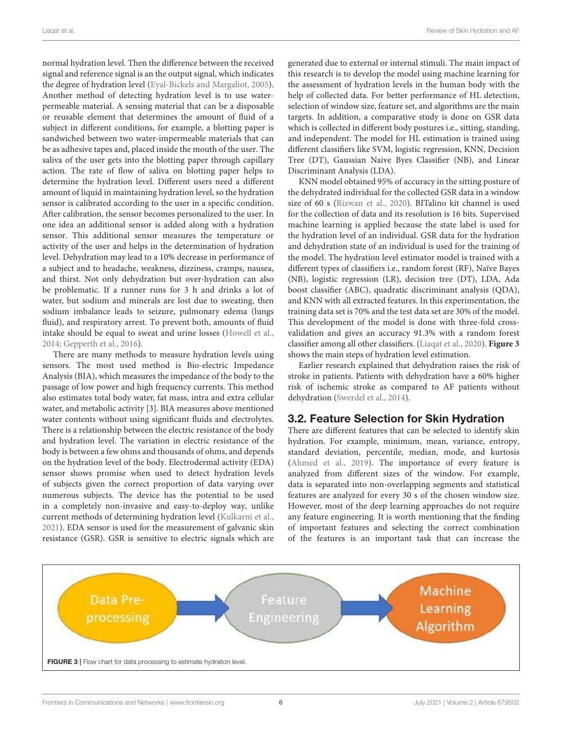normal hydration level. Then the difference between the received signal and reference signal is an the output signal, which indicates the degree of hydration level (Eyal-Bickels and Margaliot, 2005). Another method of detecting hydration level is to use water-permeable material. A sensing material that can be a disposable or reusable element that determines the amount of fluid of a subject in different conditions, for example, a blotting paper is sandwiched between two water-impermeable materials that can be as adhesive tapes and, placed inside the mouth of the user. The saliva of the user gets into the blotting paper through capillary action. The rate of flow of saliva on blotting paper helps to determine the hydration level. Different users need a different amount of liquid in maintaining hydration level, so the hydration sensor is calibrated according to the user in a specific condition. After calibration, the sensor becomes personalized to the user. In one idea an additional sensor is added along with a hydration sensor. This additional sensor measures the temperature or activity of the user and helps in the determination of hydration level. Dehydration may lead to a 10% decrease in performance of a subject and to headache, weakness, dizziness, cramps, nausea, and thirst. Not only dehydration but over-hydration can also be problematic. If a runner runs for 3 h and drinks a lot of water, but sodium and minerals are lost due to sweating, then sodium imbalance leads to seizure, pulmonary edema (lungs fluid), and respiratory arrest. To prevent both, amounts of fluid intake should be equal to sweat and urine losses (Howell et al., 2014; Gepperth et al., 2016).

There are many methods to measure hydration levels using sensors. The most used method is Bio-electric Impedance Analysis (BIA), which measures the impedance of the body to the passage of low power and high frequency currents. This method also estimates total body water, fat mass, intra and extra cellular water, and metabolic activity [3]. BIA measures above mentioned water contents without using significant fluids and electrolytes. There is a relationship between the electric resistance of the body and hydration level. The variation in electric resistance of the body is between a few ohms and thousands of ohms, and depends on the hydration level of the body. Electrodermal activity (EDA) sensor shows promise when used to detect hydration levels of subjects given the correct proportion of data varying over numerous subjects. The device has the potential to be used in a completely non-invasive and easy-to-deploy way, unlike current methods of determining hydration level (Kulkarni et al., 2021). EDA sensor is used for the measurement of galvanic skin resistance (GSR). GSR is sensitive to electric signals which are generated due to external or internal stimuli. The main impact of this research is to develop the model using machine learning for the assessment of hydration levels in the human body with the help of collected data. For better performance of HL detection, selection of window size, feature set, and algorithms are the main targets. In addition, a comparative study is done on GSR data which is collected in different body postures i.e., sitting, standing, and independent. The model for HL estimation is trained using different classifiers like SVM, logistic regression, KNN, Decision Tree (DT), Gaussian Naive Byes Classifier (NB), and Linear Discriminant Analysis (LDA).

KNN model obtained 95% of accuracy in the sitting posture of the dehydrated individual for the collected GSR data in a window size of 60 s (Rizwan et al., 2020). BITalino kit channel is used for the collection of data and its resolution is 16 bits. Supervised machine learning is applied because the state label is used for the hydration level of an individual. GSR data for the hydration and dehydration state of an individual is used for the training of the model. The hydration level estimator model is trained with a different types of classifiers i.e., random forest (RF), Naïve Bayes (NB), logistic regression (LR), decision tree (DT), LDA, Ada boost classifier (ABC), quadratic discriminant analysis (QDA), and KNN with all extracted features. In this experimentation, the training data set is 70% and the test data set are 30% of the model. This development of the model is done with three-fold cross-validation and gives an accuracy 91.3% with a random forest classifier among all other classifiers. (Liaqat et al., 2020). **Figure 3** shows the main steps of hydration level estimation.

Earlier research explained that dehydration raises the risk of stroke in patients. Patients with dehydration have a 60% higher risk of ischemic stroke as compared to AF patients without dehydration (Swerdel et al., 2014).

## 3.2. Feature Selection for Skin Hydration

There are different features that can be selected to identify skin hydration. For example, minimum, mean, variance, entropy, standard deviation, percentile, median, mode, and kurtosis (Ahmed et al., 2019). The importance of every feature is analyzed from different sizes of the window. For example, data is separated into non-overlapping segments and statistical features are analyzed for every 30 s of the chosen window size. However, most of the deep learning approaches do not require any feature engineering. It is worth mentioning that the finding of important features and selecting the correct combination of the features is an important task that can increase the

Data Pre-processing → Feature Engineering → Machine Learning Algorithm

**FIGURE 3** | Flow chart for data processing to estimate hydration level.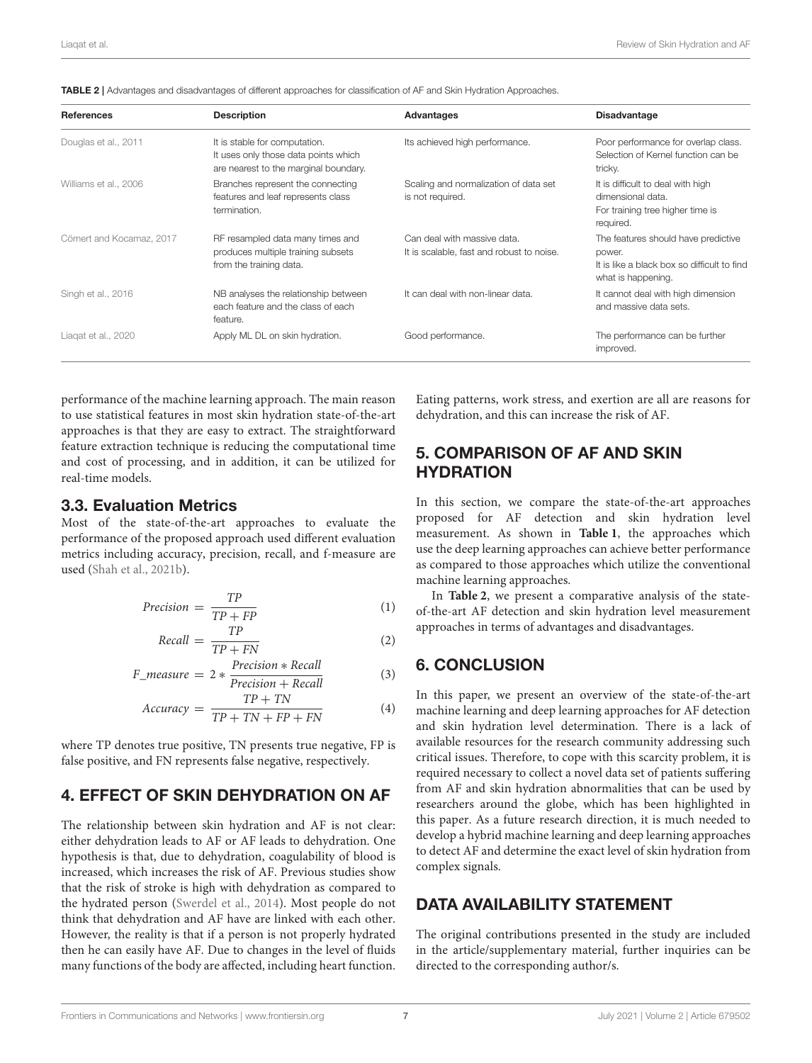**TABLE 2 |** Advantages and disadvantages of different approaches for classification of AF and Skin Hydration Approaches.

| References | Description | Advantages | Disadvantage |
|---|---|---|---|
| Douglas et al., 2011 | It is stable for computation. It uses only those data points which are nearest to the marginal boundary. | Its achieved high performance. | Poor performance for overlap class. Selection of Kernel function can be tricky. |
| Williams et al., 2006 | Branches represent the connecting features and leaf represents class termination. | Scaling and normalization of data set is not required. | It is difficult to deal with high dimensional data. For training tree higher time is required. |
| Cömert and Kocamaz, 2017 | RF resampled data many times and produces multiple training subsets from the training data. | Can deal with massive data. It is scalable, fast and robust to noise. | The features should have predictive power. It is like a black box so difficult to find what is happening. |
| Singh et al., 2016 | NB analyses the relationship between each feature and the class of each feature. | It can deal with non-linear data. | It cannot deal with high dimension and massive data sets. |
| Liaqat et al., 2020 | Apply ML DL on skin hydration. | Good performance. | The performance can be further improved. |

performance of the machine learning approach. The main reason to use statistical features in most skin hydration state-of-the-art approaches is that they are easy to extract. The straightforward feature extraction technique is reducing the computational time and cost of processing, and in addition, it can be utilized for real-time models.

### 3.3. Evaluation Metrics

Most of the state-of-the-art approaches to evaluate the performance of the proposed approach used different evaluation metrics including accuracy, precision, recall, and f-measure are used (Shah et al., 2021b).

$$Precision = \frac{TP}{TP + FP} \tag{1}$$

$$Recall = \frac{TP}{TP + FN} \tag{2}$$

$$F\_measure = 2 * \frac{Precision * Recall}{Precision + Recall} \tag{3}$$

$$Accuracy = \frac{TP + TN}{TP + TN + FP + FN} \tag{4}$$

where TP denotes true positive, TN presents true negative, FP is false positive, and FN represents false negative, respectively.

## 4. EFFECT OF SKIN DEHYDRATION ON AF

The relationship between skin hydration and AF is not clear: either dehydration leads to AF or AF leads to dehydration. One hypothesis is that, due to dehydration, coagulability of blood is increased, which increases the risk of AF. Previous studies show that the risk of stroke is high with dehydration as compared to the hydrated person (Swerdel et al., 2014). Most people do not think that dehydration and AF have are linked with each other. However, the reality is that if a person is not properly hydrated then he can easily have AF. Due to changes in the level of fluids many functions of the body are affected, including heart function. Eating patterns, work stress, and exertion are all are reasons for dehydration, and this can increase the risk of AF.

## 5. COMPARISON OF AF AND SKIN HYDRATION

In this section, we compare the state-of-the-art approaches proposed for AF detection and skin hydration level measurement. As shown in **Table 1**, the approaches which use the deep learning approaches can achieve better performance as compared to those approaches which utilize the conventional machine learning approaches.

In **Table 2**, we present a comparative analysis of the state-of-the-art AF detection and skin hydration level measurement approaches in terms of advantages and disadvantages.

## 6. CONCLUSION

In this paper, we present an overview of the state-of-the-art machine learning and deep learning approaches for AF detection and skin hydration level determination. There is a lack of available resources for the research community addressing such critical issues. Therefore, to cope with this scarcity problem, it is required necessary to collect a novel data set of patients suffering from AF and skin hydration abnormalities that can be used by researchers around the globe, which has been highlighted in this paper. As a future research direction, it is much needed to develop a hybrid machine learning and deep learning approaches to detect AF and determine the exact level of skin hydration from complex signals.

## DATA AVAILABILITY STATEMENT

The original contributions presented in the study are included in the article/supplementary material, further inquiries can be directed to the corresponding author/s.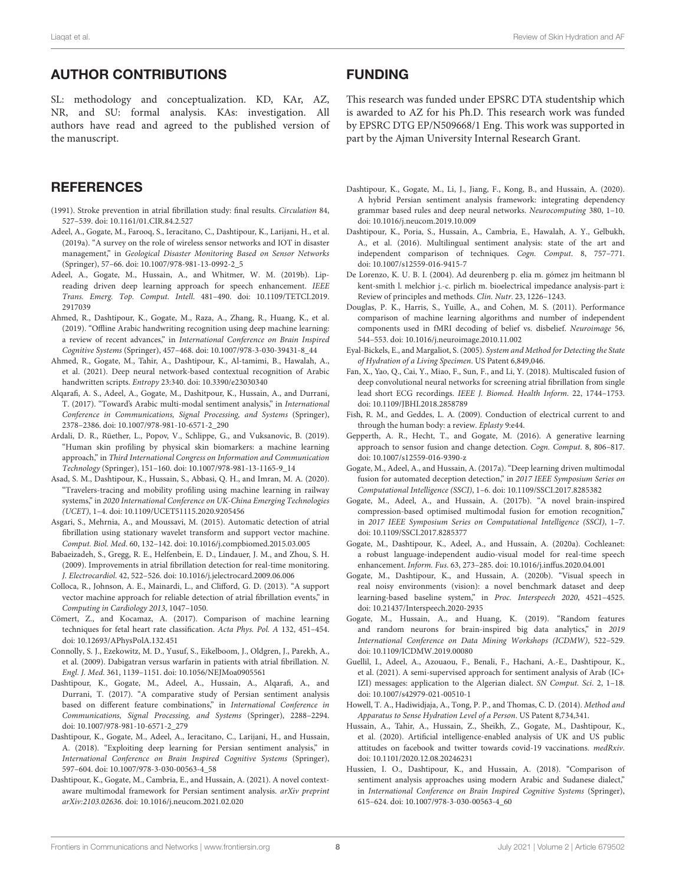## AUTHOR CONTRIBUTIONS

SL: methodology and conceptualization. KD, KAr, AZ, NR, and SU: formal analysis. KAs: investigation. All authors have read and agreed to the published version of the manuscript.

## FUNDING

This research was funded under EPSRC DTA studentship which is awarded to AZ for his Ph.D. This research work was funded by EPSRC DTG EP/N509668/1 Eng. This work was supported in part by the Ajman University Internal Research Grant.

## REFERENCES

(1991). Stroke prevention in atrial fibrillation study: final results. *Circulation* 84, 527–539. doi: 10.1161/01.CIR.84.2.527

Adeel, A., Gogate, M., Farooq, S., Ieracitano, C., Dashtipour, K., Larijani, H., et al. (2019a). "A survey on the role of wireless sensor networks and IOT in disaster management," in *Geological Disaster Monitoring Based on Sensor Networks* (Springer), 57–66. doi: 10.1007/978-981-13-0992-2_5

Adeel, A., Gogate, M., Hussain, A., and Whitmer, W. M. (2019b). Lip-reading driven deep learning approach for speech enhancement. *IEEE Trans. Emerg. Top. Comput. Intell.* 481–490. doi: 10.1109/TETCI.2019.2917039

Ahmed, R., Dashtipour, K., Gogate, M., Raza, A., Zhang, R., Huang, K., et al. (2019). "Offline Arabic handwriting recognition using deep machine learning: a review of recent advances," in *International Conference on Brain Inspired Cognitive Systems* (Springer), 457–468. doi: 10.1007/978-3-030-39431-8_44

Ahmed, R., Gogate, M., Tahir, A., Dashtipour, K., Al-tamimi, B., Hawalah, A., et al. (2021). Deep neural network-based contextual recognition of Arabic handwritten scripts. *Entropy* 23:340. doi: 10.3390/e23030340

Alqarafi, A. S., Adeel, A., Gogate, M., Dashitpour, K., Hussain, A., and Durrani, T. (2017). "Toward's Arabic multi-modal sentiment analysis," in *International Conference in Communications, Signal Processing, and Systems* (Springer), 2378–2386. doi: 10.1007/978-981-10-6571-2_290

Ardali, D. R., Rüether, L., Popov, V., Schlippe, G., and Vuksanovic, B. (2019). "Human skin profiling by physical skin biomarkers: a machine learning approach," in *Third International Congress on Information and Communication Technology* (Springer), 151–160. doi: 10.1007/978-981-13-1165-9_14

Asad, S. M., Dashtipour, K., Hussain, S., Abbasi, Q. H., and Imran, M. A. (2020). "Travelers-tracing and mobility profiling using machine learning in railway systems," in *2020 International Conference on UK-China Emerging Technologies (UCET)*, 1–4. doi: 10.1109/UCET51115.2020.9205456

Asgari, S., Mehrnia, A., and Moussavi, M. (2015). Automatic detection of atrial fibrillation using stationary wavelet transform and support vector machine. *Comput. Biol. Med.* 60, 132–142. doi: 10.1016/j.compbiomed.2015.03.005

Babaeizadeh, S., Gregg, R. E., Helfenbein, E. D., Lindauer, J. M., and Zhou, S. H. (2009). Improvements in atrial fibrillation detection for real-time monitoring. *J. Electrocardiol.* 42, 522–526. doi: 10.1016/j.jelectrocard.2009.06.006

Colloca, R., Johnson, A. E., Mainardi, L., and Clifford, G. D. (2013). "A support vector machine approach for reliable detection of atrial fibrillation events," in *Computing in Cardiology 2013*, 1047–1050.

Cömert, Z., and Kocamaz, A. (2017). Comparison of machine learning techniques for fetal heart rate classification. *Acta Phys. Pol. A* 132, 451–454. doi: 10.12693/APhysPolA.132.451

Connolly, S. J., Ezekowitz, M. D., Yusuf, S., Eikelboom, J., Oldgren, J., Parekh, A., et al. (2009). Dabigatran versus warfarin in patients with atrial fibrillation. *N. Engl. J. Med.* 361, 1139–1151. doi: 10.1056/NEJMoa0905561

Dashtipour, K., Gogate, M., Adeel, A., Hussain, A., Alqarafi, A., and Durrani, T. (2017). "A comparative study of Persian sentiment analysis based on different feature combinations," in *International Conference in Communications, Signal Processing, and Systems* (Springer), 2288–2294. doi: 10.1007/978-981-10-6571-2_279

Dashtipour, K., Gogate, M., Adeel, A., Ieracitano, C., Larijani, H., and Hussain, A. (2018). "Exploiting deep learning for Persian sentiment analysis," in *International Conference on Brain Inspired Cognitive Systems* (Springer), 597–604. doi: 10.1007/978-3-030-00563-4_58

Dashtipour, K., Gogate, M., Cambria, E., and Hussain, A. (2021). A novel context-aware multimodal framework for Persian sentiment analysis. *arXiv preprint arXiv:2103.02636*. doi: 10.1016/j.neucom.2021.02.020

Dashtipour, K., Gogate, M., Li, J., Jiang, F., Kong, B., and Hussain, A. (2020). A hybrid Persian sentiment analysis framework: integrating dependency grammar based rules and deep neural networks. *Neurocomputing* 380, 1–10. doi: 10.1016/j.neucom.2019.10.009

Dashtipour, K., Poria, S., Hussain, A., Cambria, E., Hawalah, A. Y., Gelbukh, A., et al. (2016). Multilingual sentiment analysis: state of the art and independent comparison of techniques. *Cogn. Comput.* 8, 757–771. doi: 10.1007/s12559-016-9415-7

De Lorenzo, K. U. B. I. (2004). Ad deurenberg p. elia m. gómez jm heitmann bl kent-smith l. melchior j.-c. pirlich m. bioelectrical impedance analysis-part i: Review of principles and methods. *Clin. Nutr.* 23, 1226–1243.

Douglas, P. K., Harris, S., Yuille, A., and Cohen, M. S. (2011). Performance comparison of machine learning algorithms and number of independent components used in fMRI decoding of belief vs. disbelief. *Neuroimage* 56, 544–553. doi: 10.1016/j.neuroimage.2010.11.002

Eyal-Bickels, E., and Margaliot, S. (2005). *System and Method for Detecting the State of Hydration of a Living Specimen*. US Patent 6,849,046.

Fan, X., Yao, Q., Cai, Y., Miao, F., Sun, F., and Li, Y. (2018). Multiscaled fusion of deep convolutional neural networks for screening atrial fibrillation from single lead short ECG recordings. *IEEE J. Biomed. Health Inform.* 22, 1744–1753. doi: 10.1109/JBHI.2018.2858789

Fish, R. M., and Geddes, L. A. (2009). Conduction of electrical current to and through the human body: a review. *Eplasty* 9:e44.

Gepperth, A. R., Hecht, T., and Gogate, M. (2016). A generative learning approach to sensor fusion and change detection. *Cogn. Comput.* 8, 806–817. doi: 10.1007/s12559-016-9390-z

Gogate, M., Adeel, A., and Hussain, A. (2017a). "Deep learning driven multimodal fusion for automated deception detection," in *2017 IEEE Symposium Series on Computational Intelligence (SSCI)*, 1–6. doi: 10.1109/SSCI.2017.8285382

Gogate, M., Adeel, A., and Hussain, A. (2017b). "A novel brain-inspired compression-based optimised multimodal fusion for emotion recognition," in *2017 IEEE Symposium Series on Computational Intelligence (SSCI)*, 1–7. doi: 10.1109/SSCI.2017.8285377

Gogate, M., Dashtipour, K., Adeel, A., and Hussain, A. (2020a). Cochleanet: a robust language-independent audio-visual model for real-time speech enhancement. *Inform. Fus.* 63, 273–285. doi: 10.1016/j.inffus.2020.04.001

Gogate, M., Dashtipour, K., and Hussain, A. (2020b). "Visual speech in real noisy environments (vision): a novel benchmark dataset and deep learning-based baseline system," in *Proc. Interspeech 2020*, 4521–4525. doi: 10.21437/Interspeech.2020-2935

Gogate, M., Hussain, A., and Huang, K. (2019). "Random features and random neurons for brain-inspired big data analytics," in *2019 International Conference on Data Mining Workshops (ICDMW)*, 522–529. doi: 10.1109/ICDMW.2019.00080

Guellil, I., Adeel, A., Azouaou, F., Benali, F., Hachani, A.-E., Dashtipour, K., et al. (2021). A semi-supervised approach for sentiment analysis of Arab (IC+IZI) messages: application to the Algerian dialect. *SN Comput. Sci.* 2, 1–18. doi: 10.1007/s42979-021-00510-1

Howell, T. A., Hadiwidjaja, A., Tong, P. P., and Thomas, C. D. (2014). *Method and Apparatus to Sense Hydration Level of a Person*. US Patent 8,734,341.

Hussain, A., Tahir, A., Hussain, Z., Sheikh, Z., Gogate, M., Dashtipour, K., et al. (2020). Artificial intelligence-enabled analysis of UK and US public attitudes on facebook and twitter towards covid-19 vaccinations. *medRxiv*. doi: 10.1101/2020.12.08.20246231

Hussien, I. O., Dashtipour, K., and Hussain, A. (2018). "Comparison of sentiment analysis approaches using modern Arabic and Sudanese dialect," in *International Conference on Brain Inspired Cognitive Systems* (Springer), 615–624. doi: 10.1007/978-3-030-00563-4_60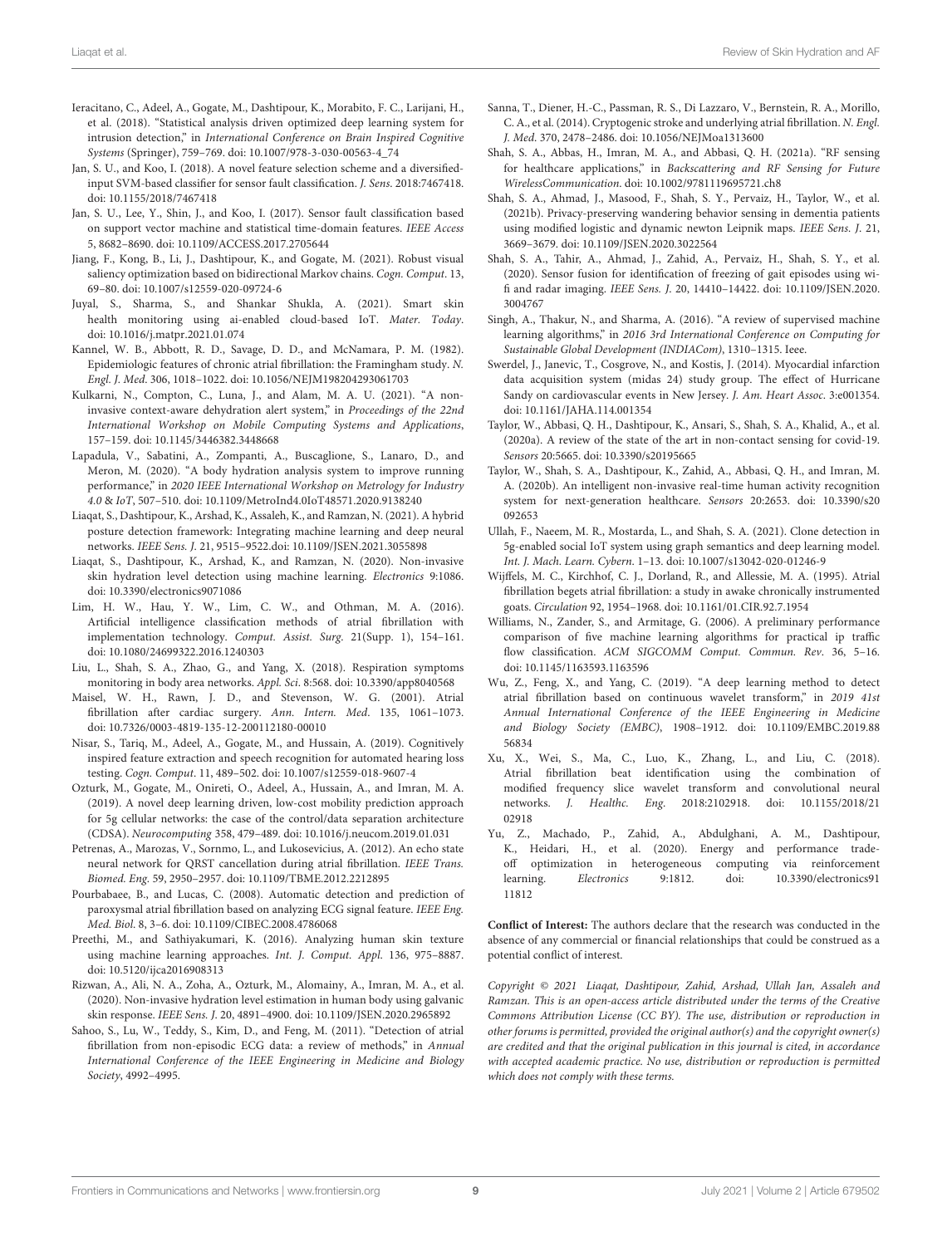Ieracitano, C., Adeel, A., Gogate, M., Dashtipour, K., Morabito, F. C., Larijani, H., et al. (2018). "Statistical analysis driven optimized deep learning system for intrusion detection," in *International Conference on Brain Inspired Cognitive Systems* (Springer), 759–769. doi: 10.1007/978-3-030-00563-4_74

Jan, S. U., and Koo, I. (2018). A novel feature selection scheme and a diversified-input SVM-based classifier for sensor fault classification. *J. Sens*. 2018:7467418. doi: 10.1155/2018/7467418

Jan, S. U., Lee, Y., Shin, J., and Koo, I. (2017). Sensor fault classification based on support vector machine and statistical time-domain features. *IEEE Access* 5, 8682–8690. doi: 10.1109/ACCESS.2017.2705644

Jiang, F., Kong, B., Li, J., Dashtipour, K., and Gogate, M. (2021). Robust visual saliency optimization based on bidirectional Markov chains. *Cogn. Comput*. 13, 69–80. doi: 10.1007/s12559-020-09724-6

Juyal, S., Sharma, S., and Shankar Shukla, A. (2021). Smart skin health monitoring using ai-enabled cloud-based IoT. *Mater. Today*. doi: 10.1016/j.matpr.2021.01.074

Kannel, W. B., Abbott, R. D., Savage, D. D., and McNamara, P. M. (1982). Epidemiologic features of chronic atrial fibrillation: the Framingham study. *N. Engl. J. Med*. 306, 1018–1022. doi: 10.1056/NEJM198204293061703

Kulkarni, N., Compton, C., Luna, J., and Alam, M. A. U. (2021). "A non-invasive context-aware dehydration alert system," in *Proceedings of the 22nd International Workshop on Mobile Computing Systems and Applications*, 157–159. doi: 10.1145/3446382.3448668

Lapadula, V., Sabatini, A., Zompanti, A., Buscaglione, S., Lanaro, D., and Meron, M. (2020). "A body hydration analysis system to improve running performance," in *2020 IEEE International Workshop on Metrology for Industry 4.0 & IoT*, 507–510. doi: 10.1109/MetroInd4.0IoT48571.2020.9138240

Liaqat, S., Dashtipour, K., Arshad, K., Assaleh, K., and Ramzan, N. (2021). A hybrid posture detection framework: Integrating machine learning and deep neural networks. *IEEE Sens. J*. 21, 9515–9522.doi: 10.1109/JSEN.2021.3055898

Liaqat, S., Dashtipour, K., Arshad, K., and Ramzan, N. (2020). Non-invasive skin hydration level detection using machine learning. *Electronics* 9:1086. doi: 10.3390/electronics9071086

Lim, H. W., Hau, Y. W., Lim, C. W., and Othman, M. A. (2016). Artificial intelligence classification methods of atrial fibrillation with implementation technology. *Comput. Assist. Surg*. 21(Supp. 1), 154–161. doi: 10.1080/24699322.2016.1240303

Liu, L., Shah, S. A., Zhao, G., and Yang, X. (2018). Respiration symptoms monitoring in body area networks. *Appl. Sci*. 8:568. doi: 10.3390/app8040568

Maisel, W. H., Rawn, J. D., and Stevenson, W. G. (2001). Atrial fibrillation after cardiac surgery. *Ann. Intern. Med*. 135, 1061–1073. doi: 10.7326/0003-4819-135-12-200112180-00010

Nisar, S., Tariq, M., Adeel, A., Gogate, M., and Hussain, A. (2019). Cognitively inspired feature extraction and speech recognition for automated hearing loss testing. *Cogn. Comput*. 11, 489–502. doi: 10.1007/s12559-018-9607-4

Ozturk, M., Gogate, M., Onireti, O., Adeel, A., Hussain, A., and Imran, M. A. (2019). A novel deep learning driven, low-cost mobility prediction approach for 5g cellular networks: the case of the control/data separation architecture (CDSA). *Neurocomputing* 358, 479–489. doi: 10.1016/j.neucom.2019.01.031

Petrenas, A., Marozas, V., Sornmo, L., and Lukosevicius, A. (2012). An echo state neural network for QRST cancellation during atrial fibrillation. *IEEE Trans. Biomed. Eng*. 59, 2950–2957. doi: 10.1109/TBME.2012.2212895

Pourbabaee, B., and Lucas, C. (2008). Automatic detection and prediction of paroxysmal atrial fibrillation based on analyzing ECG signal feature. *IEEE Eng. Med. Biol*. 8, 3–6. doi: 10.1109/CIBEC.2008.4786068

Preethi, M., and Sathiyakumari, K. (2016). Analyzing human skin texture using machine learning approaches. *Int. J. Comput. Appl*. 136, 975–8887. doi: 10.5120/ijca2016908313

Rizwan, A., Ali, N. A., Zoha, A., Ozturk, M., Alomainy, A., Imran, M. A., et al. (2020). Non-invasive hydration level estimation in human body using galvanic skin response. *IEEE Sens. J*. 20, 4891–4900. doi: 10.1109/JSEN.2020.2965892

Sahoo, S., Lu, W., Teddy, S., Kim, D., and Feng, M. (2011). "Detection of atrial fibrillation from non-episodic ECG data: a review of methods," in *Annual International Conference of the IEEE Engineering in Medicine and Biology Society*, 4992–4995.

Sanna, T., Diener, H.-C., Passman, R. S., Di Lazzaro, V., Bernstein, R. A., Morillo, C. A., et al. (2014). Cryptogenic stroke and underlying atrial fibrillation. *N. Engl. J. Med*. 370, 2478–2486. doi: 10.1056/NEJMoa1313600

Shah, S. A., Abbas, H., Imran, M. A., and Abbasi, Q. H. (2021a). "RF sensing for healthcare applications," in *Backscattering and RF Sensing for Future WirelessCommunication*. doi: 10.1002/9781119695721.ch8

Shah, S. A., Ahmad, J., Masood, F., Shah, S. Y., Pervaiz, H., Taylor, W., et al. (2021b). Privacy-preserving wandering behavior sensing in dementia patients using modified logistic and dynamic newton Leipnik maps. *IEEE Sens. J*. 21, 3669–3679. doi: 10.1109/JSEN.2020.3022564

Shah, S. A., Tahir, A., Ahmad, J., Zahid, A., Pervaiz, H., Shah, S. Y., et al. (2020). Sensor fusion for identification of freezing of gait episodes using wi-fi and radar imaging. *IEEE Sens. J*. 20, 14410–14422. doi: 10.1109/JSEN.2020.3004767

Singh, A., Thakur, N., and Sharma, A. (2016). "A review of supervised machine learning algorithms," in *2016 3rd International Conference on Computing for Sustainable Global Development (INDIACom)*, 1310–1315. Ieee.

Swerdel, J., Janevic, T., Cosgrove, N., and Kostis, J. (2014). Myocardial infarction data acquisition system (midas 24) study group. The effect of Hurricane Sandy on cardiovascular events in New Jersey. *J. Am. Heart Assoc*. 3:e001354. doi: 10.1161/JAHA.114.001354

Taylor, W., Abbasi, Q. H., Dashtipour, K., Ansari, S., Shah, S. A., Khalid, A., et al. (2020a). A review of the state of the art in non-contact sensing for covid-19. *Sensors* 20:5665. doi: 10.3390/s20195665

Taylor, W., Shah, S. A., Dashtipour, K., Zahid, A., Abbasi, Q. H., and Imran, M. A. (2020b). An intelligent non-invasive real-time human activity recognition system for next-generation healthcare. *Sensors* 20:2653. doi: 10.3390/s20092653

Ullah, F., Naeem, M. R., Mostarda, L., and Shah, S. A. (2021). Clone detection in 5g-enabled social IoT system using graph semantics and deep learning model. *Int. J. Mach. Learn. Cybern*. 1–13. doi: 10.1007/s13042-020-01246-9

Wijffels, M. C., Kirchhof, C. J., Dorland, R., and Allessie, M. A. (1995). Atrial fibrillation begets atrial fibrillation: a study in awake chronically instrumented goats. *Circulation* 92, 1954–1968. doi: 10.1161/01.CIR.92.7.1954

Williams, N., Zander, S., and Armitage, G. (2006). A preliminary performance comparison of five machine learning algorithms for practical ip traffic flow classification. *ACM SIGCOMM Comput. Commun. Rev*. 36, 5–16. doi: 10.1145/1163593.1163596

Wu, Z., Feng, X., and Yang, C. (2019). "A deep learning method to detect atrial fibrillation based on continuous wavelet transform," in *2019 41st Annual International Conference of the IEEE Engineering in Medicine and Biology Society (EMBC)*, 1908–1912. doi: 10.1109/EMBC.2019.8856834

Xu, X., Wei, S., Ma, C., Luo, K., Zhang, L., and Liu, C. (2018). Atrial fibrillation beat identification using the combination of modified frequency slice wavelet transform and convolutional neural networks. *J. Healthc. Eng*. 2018:2102918. doi: 10.1155/2018/2102918

Yu, Z., Machado, P., Zahid, A., Abdulghani, A. M., Dashtipour, K., Heidari, H., et al. (2020). Energy and performance trade-off optimization in heterogeneous computing via reinforcement learning. *Electronics* 9:1812. doi: 10.3390/electronics9111812

**Conflict of Interest:** The authors declare that the research was conducted in the absence of any commercial or financial relationships that could be construed as a potential conflict of interest.

*Copyright © 2021 Liaqat, Dashtipour, Zahid, Arshad, Ullah Jan, Assaleh and Ramzan. This is an open-access article distributed under the terms of the Creative Commons Attribution License (CC BY). The use, distribution or reproduction in other forums is permitted, provided the original author(s) and the copyright owner(s) are credited and that the original publication in this journal is cited, in accordance with accepted academic practice. No use, distribution or reproduction is permitted which does not comply with these terms.*